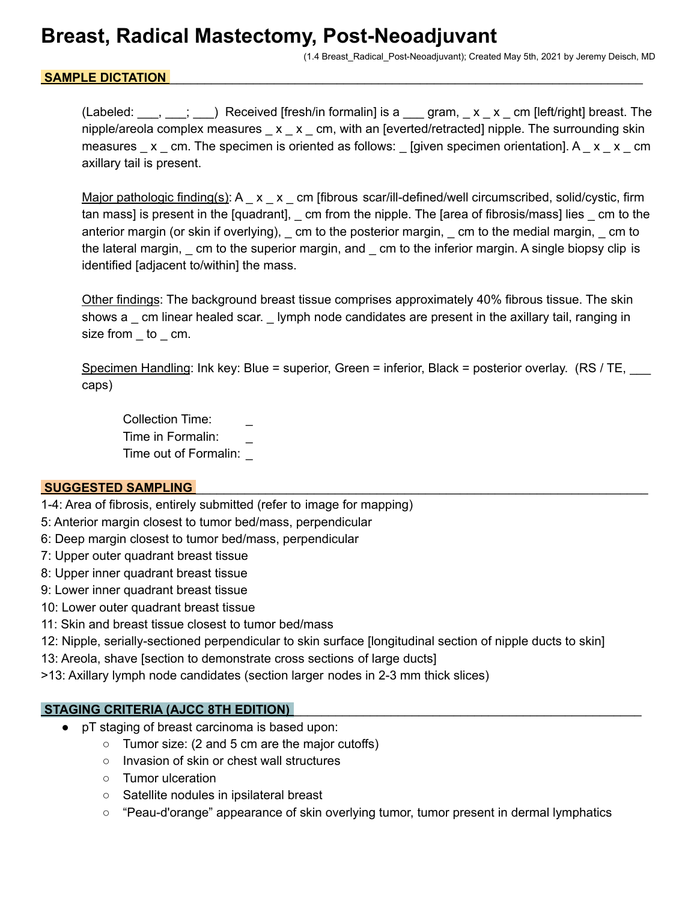# Breast, Radical Mastectomy, Post-Neoadjuvant

(1.4 Breast_Radical_Post-Neoadjuvant); Created May 5th, 2021 by Jeremy Deisch, MD

## SAMPLE DICTATION

(Labeled: ___, ___; ___) Received [fresh/in formalin] is a ___ gram, _ x _ x _ cm [left/right] breast. The nipple/areola complex measures _ x _ x _ cm, with an [everted/retracted] nipple. The surrounding skin measures _ x _ cm. The specimen is oriented as follows: _ [given specimen orientation]. A _ x _ x _ cm axillary tail is present.

Major pathologic finding(s): A _ x _ x _ cm [fibrous scar/ill-defined/well circumscribed, solid/cystic, firm tan mass] is present in the [quadrant], _ cm from the nipple. The [area of fibrosis/mass] lies _ cm to the anterior margin (or skin if overlying), _ cm to the posterior margin, _ cm to the medial margin, _ cm to the lateral margin, _ cm to the superior margin, and _ cm to the inferior margin. A single biopsy clip is identified [adjacent to/within] the mass.

Other findings: The background breast tissue comprises approximately 40% fibrous tissue. The skin shows a _ cm linear healed scar. _ lymph node candidates are present in the axillary tail, ranging in size from _ to _ cm.

Specimen Handling: Ink key: Blue = superior, Green = inferior, Black = posterior overlay. (RS / TE, ___ caps)

Collection Time: _
Time in Formalin: _
Time out of Formalin: _

## SUGGESTED SAMPLING

1-4: Area of fibrosis, entirely submitted (refer to image for mapping)
5: Anterior margin closest to tumor bed/mass, perpendicular
6: Deep margin closest to tumor bed/mass, perpendicular
7: Upper outer quadrant breast tissue
8: Upper inner quadrant breast tissue
9: Lower inner quadrant breast tissue
10: Lower outer quadrant breast tissue
11: Skin and breast tissue closest to tumor bed/mass
12: Nipple, serially-sectioned perpendicular to skin surface [longitudinal section of nipple ducts to skin]
13: Areola, shave [section to demonstrate cross sections of large ducts]
>13: Axillary lymph node candidates (section larger nodes in 2-3 mm thick slices)

## STAGING CRITERIA (AJCC 8TH EDITION)

- pT staging of breast carcinoma is based upon:
  - Tumor size: (2 and 5 cm are the major cutoffs)
  - Invasion of skin or chest wall structures
  - Tumor ulceration
  - Satellite nodules in ipsilateral breast
  - "Peau-d'orange" appearance of skin overlying tumor, tumor present in dermal lymphatics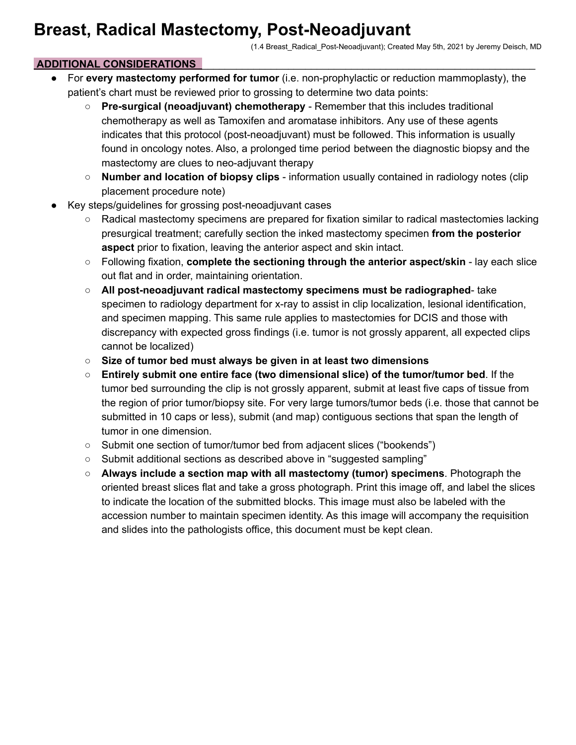# Breast, Radical Mastectomy, Post-Neoadjuvant

(1.4 Breast_Radical_Post-Neoadjuvant); Created May 5th, 2021 by Jeremy Deisch, MD

## ADDITIONAL CONSIDERATIONS

- For **every mastectomy performed for tumor** (i.e. non-prophylactic or reduction mammoplasty), the patient's chart must be reviewed prior to grossing to determine two data points:
  - **Pre-surgical (neoadjuvant) chemotherapy** - Remember that this includes traditional chemotherapy as well as Tamoxifen and aromatase inhibitors. Any use of these agents indicates that this protocol (post-neoadjuvant) must be followed. This information is usually found in oncology notes. Also, a prolonged time period between the diagnostic biopsy and the mastectomy are clues to neo-adjuvant therapy
  - **Number and location of biopsy clips** - information usually contained in radiology notes (clip placement procedure note)
- Key steps/guidelines for grossing post-neoadjuvant cases
  - Radical mastectomy specimens are prepared for fixation similar to radical mastectomies lacking presurgical treatment; carefully section the inked mastectomy specimen **from the posterior aspect** prior to fixation, leaving the anterior aspect and skin intact.
  - Following fixation, **complete the sectioning through the anterior aspect/skin** - lay each slice out flat and in order, maintaining orientation.
  - **All post-neoadjuvant radical mastectomy specimens must be radiographed**- take specimen to radiology department for x-ray to assist in clip localization, lesional identification, and specimen mapping. This same rule applies to mastectomies for DCIS and those with discrepancy with expected gross findings (i.e. tumor is not grossly apparent, all expected clips cannot be localized)
  - **Size of tumor bed must always be given in at least two dimensions**
  - **Entirely submit one entire face (two dimensional slice) of the tumor/tumor bed**. If the tumor bed surrounding the clip is not grossly apparent, submit at least five caps of tissue from the region of prior tumor/biopsy site. For very large tumors/tumor beds (i.e. those that cannot be submitted in 10 caps or less), submit (and map) contiguous sections that span the length of tumor in one dimension.
  - Submit one section of tumor/tumor bed from adjacent slices ("bookends")
  - Submit additional sections as described above in "suggested sampling"
  - **Always include a section map with all mastectomy (tumor) specimens**. Photograph the oriented breast slices flat and take a gross photograph. Print this image off, and label the slices to indicate the location of the submitted blocks. This image must also be labeled with the accession number to maintain specimen identity. As this image will accompany the requisition and slides into the pathologists office, this document must be kept clean.